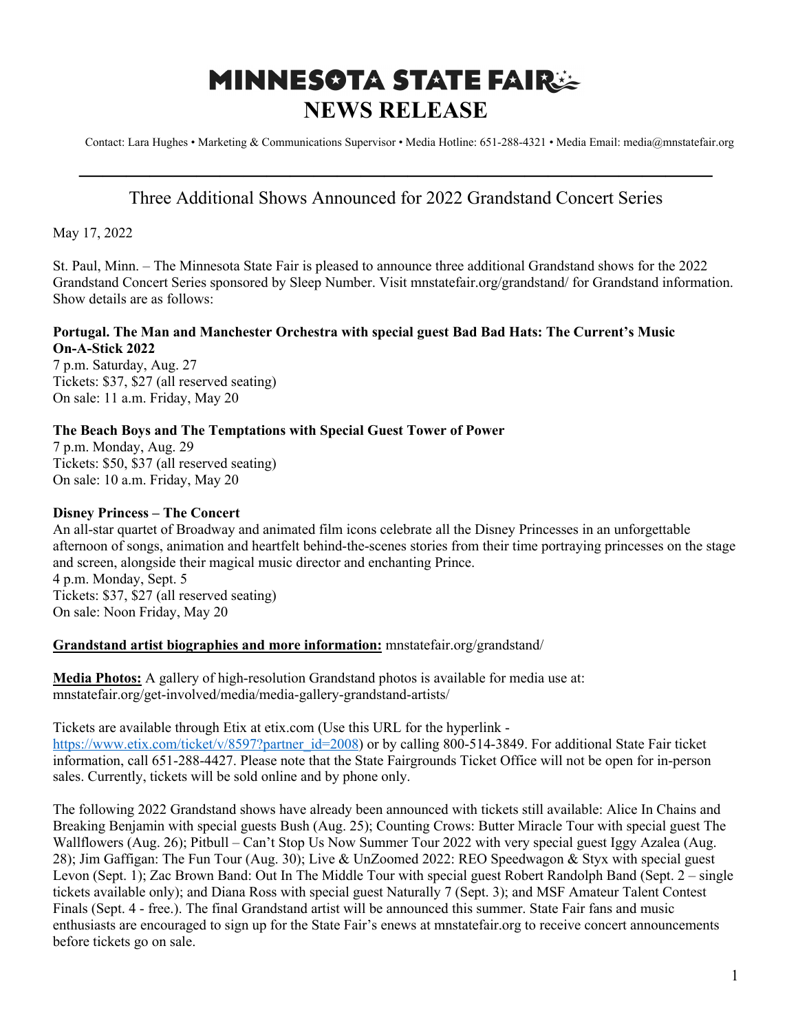# MINNESOTA STATE FAIR
# NEWS RELEASE

Contact: Lara Hughes • Marketing & Communications Supervisor • Media Hotline: 651-288-4321 • Media Email: media@mnstatefair.org

---

## Three Additional Shows Announced for 2022 Grandstand Concert Series

May 17, 2022

St. Paul, Minn. – The Minnesota State Fair is pleased to announce three additional Grandstand shows for the 2022 Grandstand Concert Series sponsored by Sleep Number. Visit mnstatefair.org/grandstand/ for Grandstand information. Show details are as follows:

**Portugal. The Man and Manchester Orchestra with special guest Bad Bad Hats: The Current's Music On-A-Stick 2022**
7 p.m. Saturday, Aug. 27
Tickets: $37, $27 (all reserved seating)
On sale: 11 a.m. Friday, May 20

**The Beach Boys and The Temptations with Special Guest Tower of Power**
7 p.m. Monday, Aug. 29
Tickets: $50, $37 (all reserved seating)
On sale: 10 a.m. Friday, May 20

**Disney Princess – The Concert**
An all-star quartet of Broadway and animated film icons celebrate all the Disney Princesses in an unforgettable afternoon of songs, animation and heartfelt behind-the-scenes stories from their time portraying princesses on the stage and screen, alongside their magical music director and enchanting Prince.
4 p.m. Monday, Sept. 5
Tickets: $37, $27 (all reserved seating)
On sale: Noon Friday, May 20

**Grandstand artist biographies and more information:** mnstatefair.org/grandstand/

**Media Photos:** A gallery of high-resolution Grandstand photos is available for media use at: mnstatefair.org/get-involved/media/media-gallery-grandstand-artists/

Tickets are available through Etix at etix.com (Use this URL for the hyperlink - https://www.etix.com/ticket/v/8597?partner_id=2008) or by calling 800-514-3849. For additional State Fair ticket information, call 651-288-4427. Please note that the State Fairgrounds Ticket Office will not be open for in-person sales. Currently, tickets will be sold online and by phone only.

The following 2022 Grandstand shows have already been announced with tickets still available: Alice In Chains and Breaking Benjamin with special guests Bush (Aug. 25); Counting Crows: Butter Miracle Tour with special guest The Wallflowers (Aug. 26); Pitbull – Can't Stop Us Now Summer Tour 2022 with very special guest Iggy Azalea (Aug. 28); Jim Gaffigan: The Fun Tour (Aug. 30); Live & UnZoomed 2022: REO Speedwagon & Styx with special guest Levon (Sept. 1); Zac Brown Band: Out In The Middle Tour with special guest Robert Randolph Band (Sept. 2 – single tickets available only); and Diana Ross with special guest Naturally 7 (Sept. 3); and MSF Amateur Talent Contest Finals (Sept. 4 - free.). The final Grandstand artist will be announced this summer. State Fair fans and music enthusiasts are encouraged to sign up for the State Fair's enews at mnstatefair.org to receive concert announcements before tickets go on sale.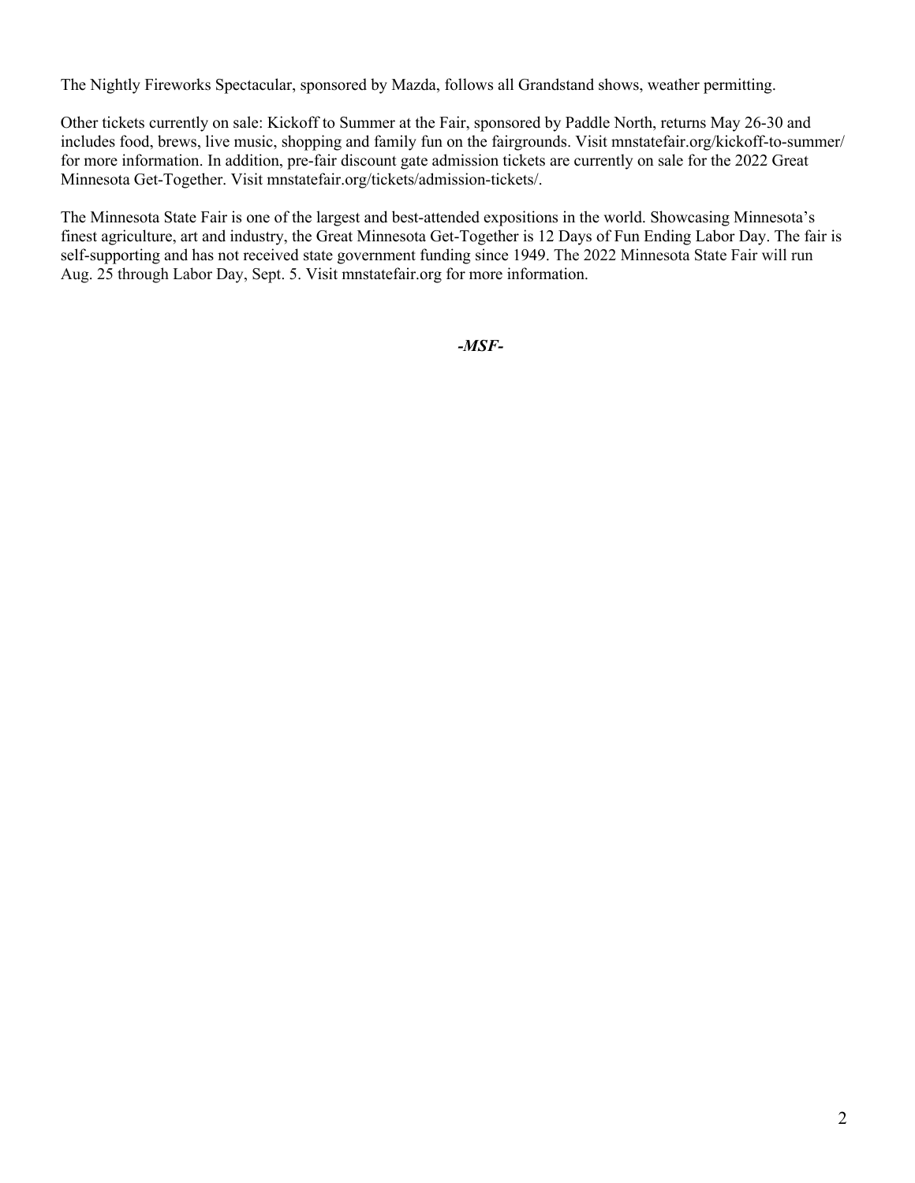The Nightly Fireworks Spectacular, sponsored by Mazda, follows all Grandstand shows, weather permitting.

Other tickets currently on sale: Kickoff to Summer at the Fair, sponsored by Paddle North, returns May 26-30 and includes food, brews, live music, shopping and family fun on the fairgrounds. Visit mnstatefair.org/kickoff-to-summer/ for more information. In addition, pre-fair discount gate admission tickets are currently on sale for the 2022 Great Minnesota Get-Together. Visit mnstatefair.org/tickets/admission-tickets/.

The Minnesota State Fair is one of the largest and best-attended expositions in the world. Showcasing Minnesota's finest agriculture, art and industry, the Great Minnesota Get-Together is 12 Days of Fun Ending Labor Day. The fair is self-supporting and has not received state government funding since 1949. The 2022 Minnesota State Fair will run Aug. 25 through Labor Day, Sept. 5. Visit mnstatefair.org for more information.

***-MSF-***